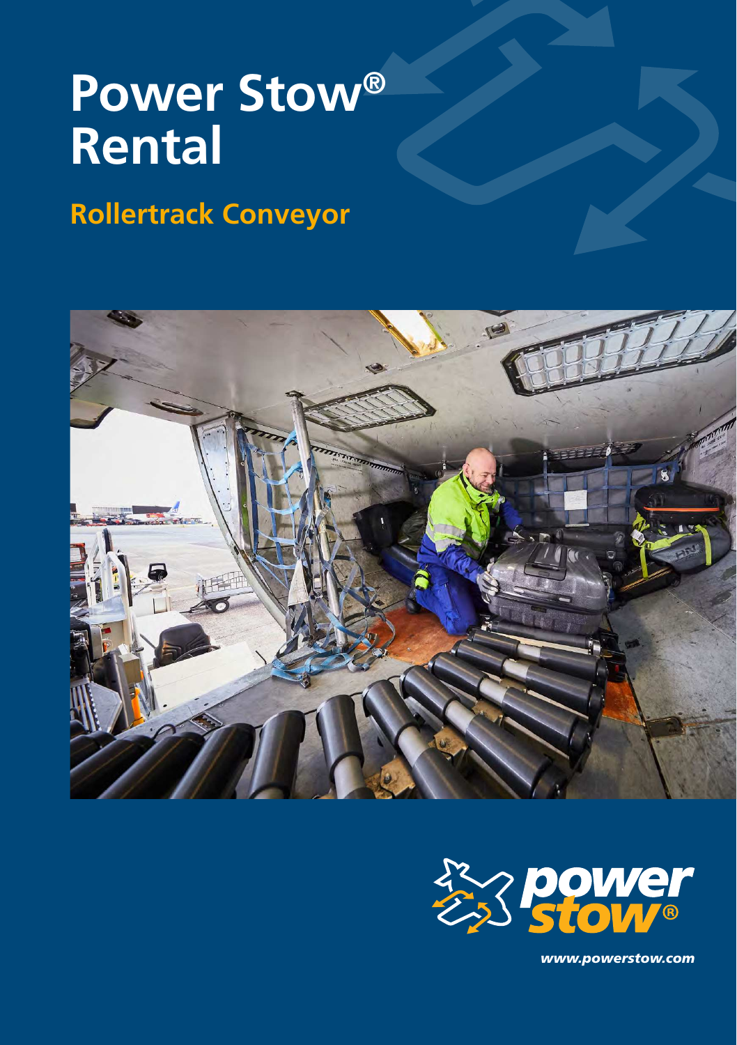# Power Stow® Rental

## Rollertrack Conveyor

*www.powerstow.com*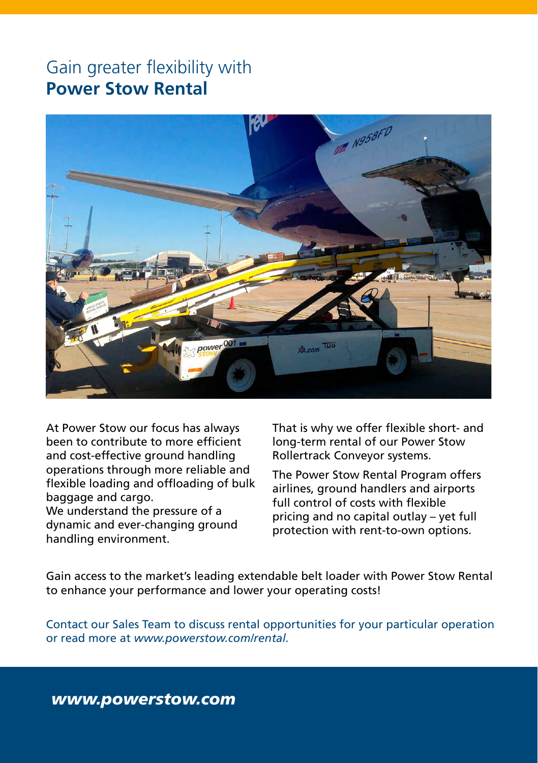# Gain greater flexibility with **Power Stow Rental**

At Power Stow our focus has always been to contribute to more efficient and cost-effective ground handling operations through more reliable and flexible loading and offloading of bulk baggage and cargo.
We understand the pressure of a dynamic and ever-changing ground handling environment.

That is why we offer flexible short- and long-term rental of our Power Stow Rollertrack Conveyor systems.

The Power Stow Rental Program offers airlines, ground handlers and airports full control of costs with flexible pricing and no capital outlay – yet full protection with rent-to-own options.

Gain access to the market's leading extendable belt loader with Power Stow Rental to enhance your performance and lower your operating costs!

Contact our Sales Team to discuss rental opportunities for your particular operation or read more at *www.powerstow.com/rental.*

***www.powerstow.com***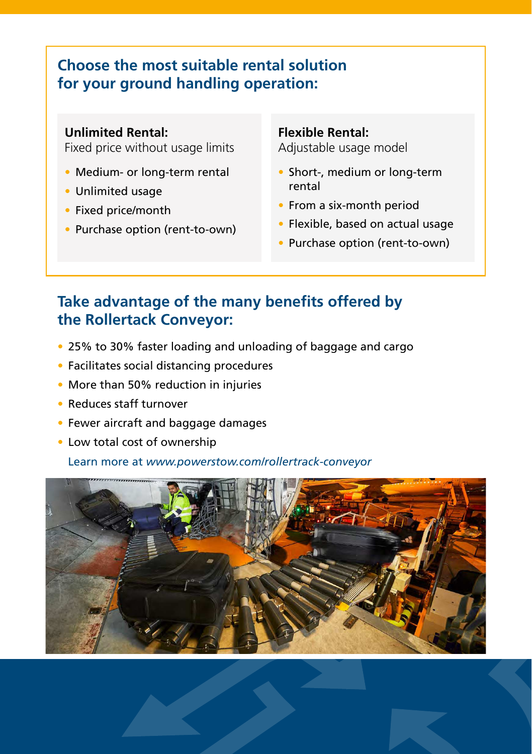## Choose the most suitable rental solution for your ground handling operation:

**Unlimited Rental:**
Fixed price without usage limits

- Medium- or long-term rental
- Unlimited usage
- Fixed price/month
- Purchase option (rent-to-own)

**Flexible Rental:**
Adjustable usage model

- Short-, medium or long-term rental
- From a six-month period
- Flexible, based on actual usage
- Purchase option (rent-to-own)

## Take advantage of the many benefits offered by the Rollertack Conveyor:

- 25% to 30% faster loading and unloading of baggage and cargo
- Facilitates social distancing procedures
- More than 50% reduction in injuries
- Reduces staff turnover
- Fewer aircraft and baggage damages
- Low total cost of ownership

Learn more at *www.powerstow.com/rollertrack-conveyor*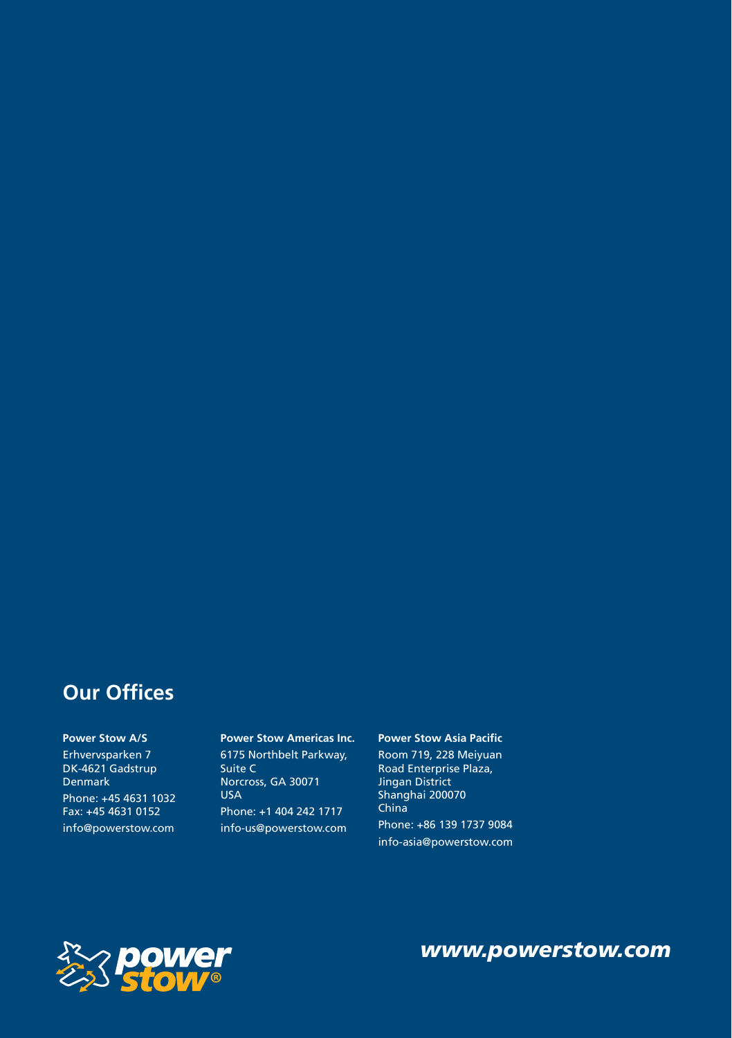## Our Offices

**Power Stow A/S**
Erhvervsparken 7
DK-4621 Gadstrup
Denmark
Phone: +45 4631 1032
Fax: +45 4631 0152
info@powerstow.com

**Power Stow Americas Inc.**
6175 Northbelt Parkway,
Suite C
Norcross, GA 30071
USA
Phone: +1 404 242 1717
info-us@powerstow.com

**Power Stow Asia Pacific**
Room 719, 228 Meiyuan
Road Enterprise Plaza,
Jingan District
Shanghai 200070
China
Phone: +86 139 1737 9084
info-asia@powerstow.com

power stow®

*www.powerstow.com*